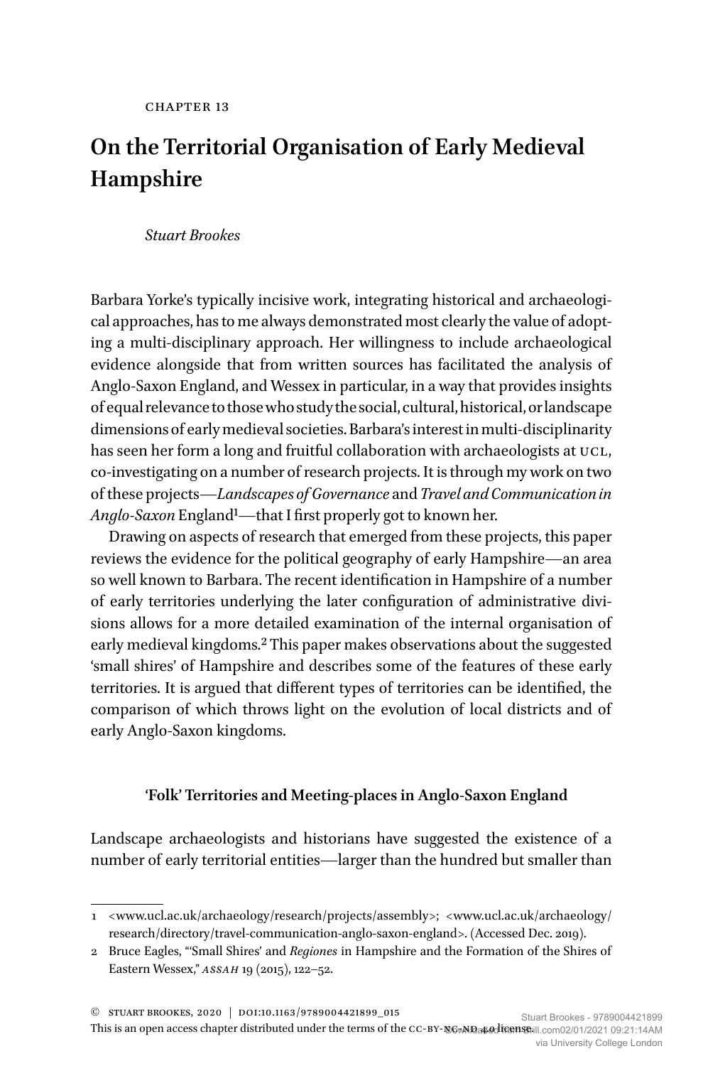CHAPTER 13

# On the Territorial Organisation of Early Medieval Hampshire

*Stuart Brookes*

Barbara Yorke's typically incisive work, integrating historical and archaeological approaches, has to me always demonstrated most clearly the value of adopting a multi-disciplinary approach. Her willingness to include archaeological evidence alongside that from written sources has facilitated the analysis of Anglo-Saxon England, and Wessex in particular, in a way that provides insights of equal relevance to those who study the social, cultural, historical, or landscape dimensions of early medieval societies. Barbara's interest in multi-disciplinarity has seen her form a long and fruitful collaboration with archaeologists at UCL, co-investigating on a number of research projects. It is through my work on two of these projects—*Landscapes of Governance* and *Travel and Communication in Anglo-Saxon* England[1]—that I first properly got to known her.

Drawing on aspects of research that emerged from these projects, this paper reviews the evidence for the political geography of early Hampshire—an area so well known to Barbara. The recent identification in Hampshire of a number of early territories underlying the later configuration of administrative divisions allows for a more detailed examination of the internal organisation of early medieval kingdoms.[2] This paper makes observations about the suggested 'small shires' of Hampshire and describes some of the features of these early territories. It is argued that different types of territories can be identified, the comparison of which throws light on the evolution of local districts and of early Anglo-Saxon kingdoms.

### 'Folk' Territories and Meeting-places in Anglo-Saxon England

Landscape archaeologists and historians have suggested the existence of a number of early territorial entities—larger than the hundred but smaller than

1 <www.ucl.ac.uk/archaeology/research/projects/assembly>; <www.ucl.ac.uk/archaeology/research/directory/travel-communication-anglo-saxon-england>. (Accessed Dec. 2019).

2 Bruce Eagles, "'Small Shires' and *Regiones* in Hampshire and the Formation of the Shires of Eastern Wessex," *ASSAH* 19 (2015), 122–52.

© STUART BROOKES, 2020 | DOI:10.1163/9789004421899_015

This is an open access chapter distributed under the terms of the CC-BY-NC-ND 4.0 license.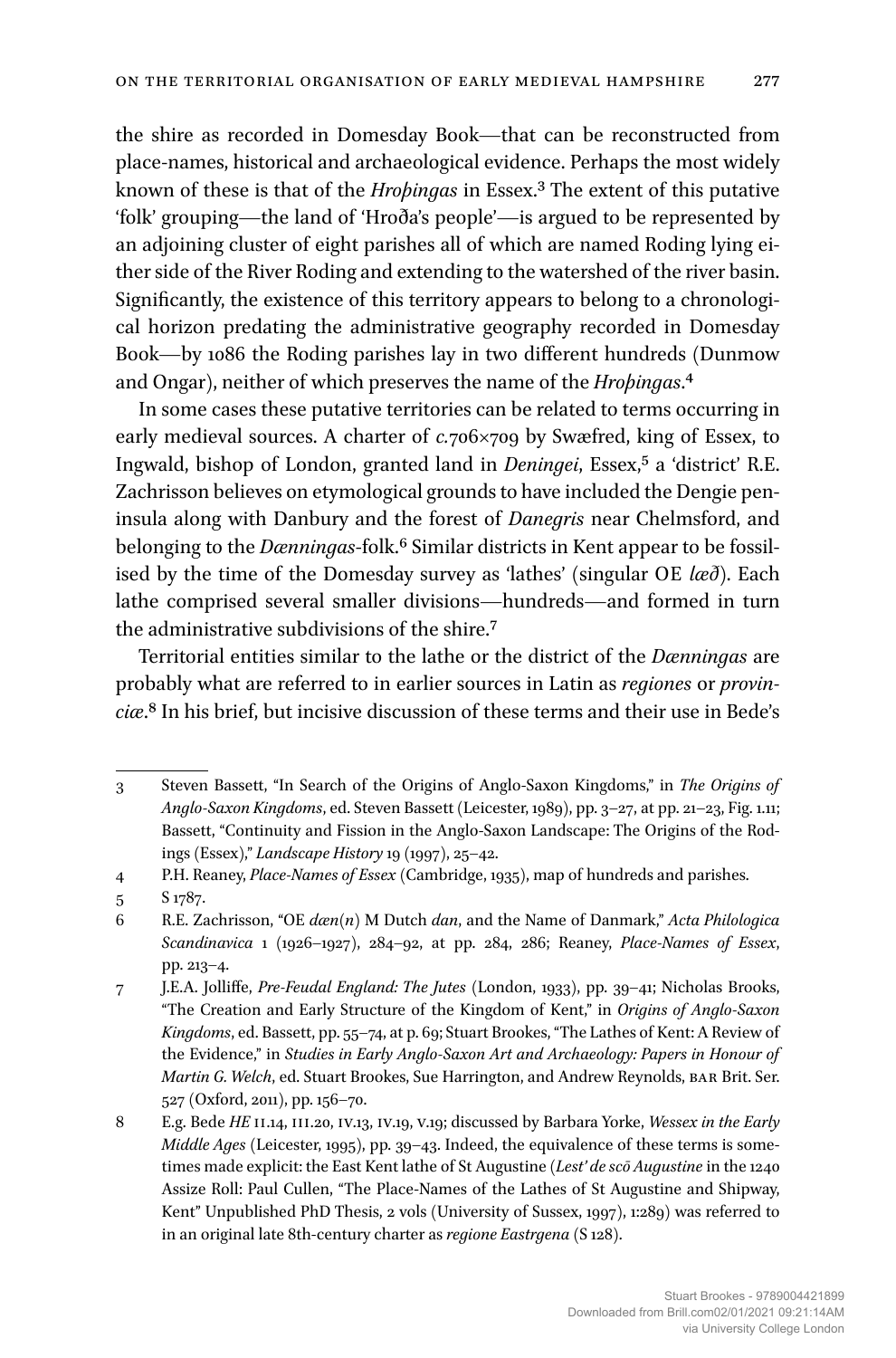the shire as recorded in Domesday Book—that can be reconstructed from place-names, historical and archaeological evidence. Perhaps the most widely known of these is that of the *Hroþingas* in Essex.[3] The extent of this putative 'folk' grouping—the land of 'Hroða's people'—is argued to be represented by an adjoining cluster of eight parishes all of which are named Roding lying either side of the River Roding and extending to the watershed of the river basin. Significantly, the existence of this territory appears to belong to a chronological horizon predating the administrative geography recorded in Domesday Book—by 1086 the Roding parishes lay in two different hundreds (Dunmow and Ongar), neither of which preserves the name of the *Hroþingas*.[4]

In some cases these putative territories can be related to terms occurring in early medieval sources. A charter of *c.*706×709 by Swæfred, king of Essex, to Ingwald, bishop of London, granted land in *Deningei*, Essex,[5] a 'district' R.E. Zachrisson believes on etymological grounds to have included the Dengie peninsula along with Danbury and the forest of *Danegris* near Chelmsford, and belonging to the *Dænningas*-folk.[6] Similar districts in Kent appear to be fossilised by the time of the Domesday survey as 'lathes' (singular OE *læð*). Each lathe comprised several smaller divisions—hundreds—and formed in turn the administrative subdivisions of the shire.[7]

Territorial entities similar to the lathe or the district of the *Dænningas* are probably what are referred to in earlier sources in Latin as *regiones* or *provinciæ*.[8] In his brief, but incisive discussion of these terms and their use in Bede's

---

3 Steven Bassett, "In Search of the Origins of Anglo-Saxon Kingdoms," in *The Origins of Anglo-Saxon Kingdoms*, ed. Steven Bassett (Leicester, 1989), pp. 3–27, at pp. 21–23, Fig. 1.11; Bassett, "Continuity and Fission in the Anglo-Saxon Landscape: The Origins of the Rodings (Essex)," *Landscape History* 19 (1997), 25–42.

4 P.H. Reaney, *Place-Names of Essex* (Cambridge, 1935), map of hundreds and parishes.

5 S 1787.

6 R.E. Zachrisson, "OE *dæn*(*n*) M Dutch *dan*, and the Name of Danmark," *Acta Philologica Scandinavica* 1 (1926–1927), 284–92, at pp. 284, 286; Reaney, *Place-Names of Essex*, pp. 213–4.

7 J.E.A. Jolliffe, *Pre-Feudal England: The Jutes* (London, 1933), pp. 39–41; Nicholas Brooks, "The Creation and Early Structure of the Kingdom of Kent," in *Origins of Anglo-Saxon Kingdoms*, ed. Bassett, pp. 55–74, at p. 69; Stuart Brookes, "The Lathes of Kent: A Review of the Evidence," in *Studies in Early Anglo-Saxon Art and Archaeology: Papers in Honour of Martin G. Welch*, ed. Stuart Brookes, Sue Harrington, and Andrew Reynolds, BAR Brit. Ser. 527 (Oxford, 2011), pp. 156–70.

8 E.g. Bede *HE* II.14, III.20, IV.13, IV.19, V.19; discussed by Barbara Yorke, *Wessex in the Early Middle Ages* (Leicester, 1995), pp. 39–43. Indeed, the equivalence of these terms is sometimes made explicit: the East Kent lathe of St Augustine (*Lest' de scō Augustine* in the 1240 Assize Roll: Paul Cullen, "The Place-Names of the Lathes of St Augustine and Shipway, Kent" Unpublished PhD Thesis, 2 vols (University of Sussex, 1997), 1:289) was referred to in an original late 8th-century charter as *regione Eastrgena* (S 128).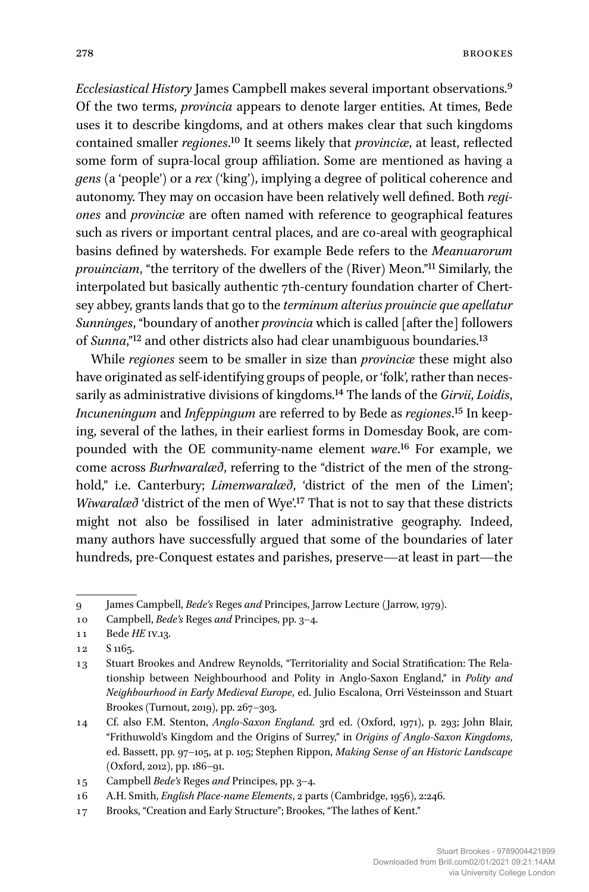*Ecclesiastical History* James Campbell makes several important observations.[9] Of the two terms, *provincia* appears to denote larger entities. At times, Bede uses it to describe kingdoms, and at others makes clear that such kingdoms contained smaller *regiones*.[10] It seems likely that *provinciæ*, at least, reflected some form of supra-local group affiliation. Some are mentioned as having a *gens* (a 'people') or a *rex* ('king'), implying a degree of political coherence and autonomy. They may on occasion have been relatively well defined. Both *regiones* and *provinciæ* are often named with reference to geographical features such as rivers or important central places, and are co-areal with geographical basins defined by watersheds. For example Bede refers to the *Meanuarorum prouinciam*, "the territory of the dwellers of the (River) Meon."[11] Similarly, the interpolated but basically authentic 7th-century foundation charter of Chertsey abbey, grants lands that go to the *terminum alterius prouincie que apellatur Sunninges*, "boundary of another *provincia* which is called [after the] followers of *Sunna*,"[12] and other districts also had clear unambiguous boundaries.[13]

While *regiones* seem to be smaller in size than *provinciæ* these might also have originated as self-identifying groups of people, or 'folk', rather than necessarily as administrative divisions of kingdoms.[14] The lands of the *Girvii*, *Loidis*, *Incuneningum* and *Infeppingum* are referred to by Bede as *regiones*.[15] In keeping, several of the lathes, in their earliest forms in Domesday Book, are compounded with the OE community-name element *ware*.[16] For example, we come across *Burhwaralæð*, referring to the "district of the men of the stronghold," i.e. Canterbury; *Limenwaralæð*, 'district of the men of the Limen'; *Wiwaralæð* 'district of the men of Wye'.[17] That is not to say that these districts might not also be fossilised in later administrative geography. Indeed, many authors have successfully argued that some of the boundaries of later hundreds, pre-Conquest estates and parishes, preserve—at least in part—the

---

9 James Campbell, *Bede's* Reges *and* Principes, Jarrow Lecture (Jarrow, 1979).

10 Campbell, *Bede's* Reges *and* Principes, pp. 3–4.

11 Bede *HE* IV.13.

12 S 1165.

13 Stuart Brookes and Andrew Reynolds, "Territoriality and Social Stratification: The Relationship between Neighbourhood and Polity in Anglo-Saxon England," in *Polity and Neighbourhood in Early Medieval Europe*, ed. Julio Escalona, Orri Vésteinsson and Stuart Brookes (Turnout, 2019), pp. 267–303.

14 Cf. also F.M. Stenton, *Anglo-Saxon England.* 3rd ed. (Oxford, 1971), p. 293; John Blair, "Frithuwold's Kingdom and the Origins of Surrey," in *Origins of Anglo-Saxon Kingdoms*, ed. Bassett, pp. 97–105, at p. 105; Stephen Rippon, *Making Sense of an Historic Landscape* (Oxford, 2012), pp. 186–91.

15 Campbell *Bede's* Reges *and* Principes, pp. 3–4.

16 A.H. Smith, *English Place-name Elements*, 2 parts (Cambridge, 1956), 2:246.

17 Brooks, "Creation and Early Structure"; Brookes, "The lathes of Kent."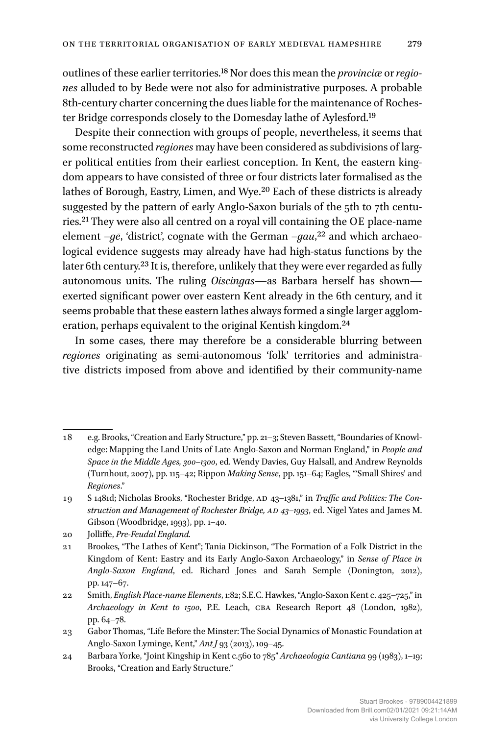outlines of these earlier territories.[18] Nor does this mean the *provinciæ* or *regiones* alluded to by Bede were not also for administrative purposes. A probable 8th-century charter concerning the dues liable for the maintenance of Rochester Bridge corresponds closely to the Domesday lathe of Aylesford.[19]

Despite their connection with groups of people, nevertheless, it seems that some reconstructed *regiones* may have been considered as subdivisions of larger political entities from their earliest conception. In Kent, the eastern kingdom appears to have consisted of three or four districts later formalised as the lathes of Borough, Eastry, Limen, and Wye.[20] Each of these districts is already suggested by the pattern of early Anglo-Saxon burials of the 5th to 7th centuries.[21] They were also all centred on a royal vill containing the OE place-name element *–gē*, 'district', cognate with the German *–gau*,[22] and which archaeological evidence suggests may already have had high-status functions by the later 6th century.[23] It is, therefore, unlikely that they were ever regarded as fully autonomous units. The ruling *Oiscingas*—as Barbara herself has shown—exerted significant power over eastern Kent already in the 6th century, and it seems probable that these eastern lathes always formed a single larger agglomeration, perhaps equivalent to the original Kentish kingdom.[24]

In some cases, there may therefore be a considerable blurring between *regiones* originating as semi-autonomous 'folk' territories and administrative districts imposed from above and identified by their community-name

---

18 e.g. Brooks, "Creation and Early Structure," pp. 21–3; Steven Bassett, "Boundaries of Knowledge: Mapping the Land Units of Late Anglo-Saxon and Norman England," in *People and Space in the Middle Ages, 300–1300*, ed. Wendy Davies, Guy Halsall, and Andrew Reynolds (Turnhout, 2007), pp. 115–42; Rippon *Making Sense*, pp. 151–64; Eagles, "'Small Shires' and *Regiones*."

19 S 1481d; Nicholas Brooks, "Rochester Bridge, AD 43–1381," in *Traffic and Politics: The Construction and Management of Rochester Bridge, AD 43–1993*, ed. Nigel Yates and James M. Gibson (Woodbridge, 1993), pp. 1–40.

20 Jolliffe, *Pre-Feudal England.*

21 Brookes, "The Lathes of Kent"; Tania Dickinson, "The Formation of a Folk District in the Kingdom of Kent: Eastry and its Early Anglo-Saxon Archaeology," in *Sense of Place in Anglo-Saxon England*, ed. Richard Jones and Sarah Semple (Donington, 2012), pp. 147–67.

22 Smith, *English Place-name Elements*, 1:82; S.E.C. Hawkes, "Anglo-Saxon Kent c. 425–725," in *Archaeology in Kent to 1500*, P.E. Leach, CBA Research Report 48 (London, 1982), pp. 64–78.

23 Gabor Thomas, "Life Before the Minster: The Social Dynamics of Monastic Foundation at Anglo-Saxon Lyminge, Kent," *Ant J* 93 (2013), 109–45.

24 Barbara Yorke, "Joint Kingship in Kent c.560 to 785" *Archaeologia Cantiana* 99 (1983), 1–19; Brooks, "Creation and Early Structure."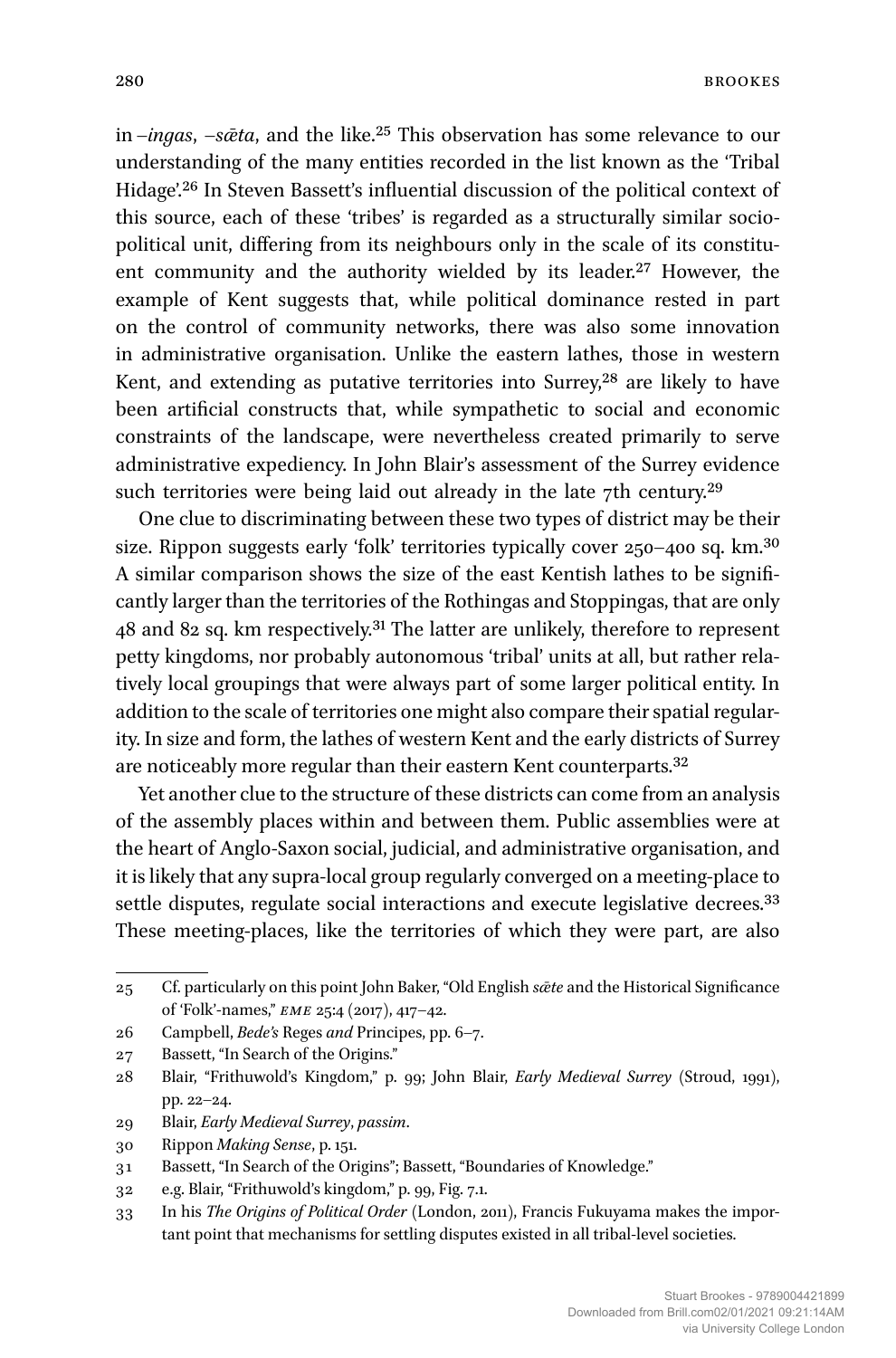in *–ingas*, *–sǣta*, and the like.[25] This observation has some relevance to our understanding of the many entities recorded in the list known as the 'Tribal Hidage'.[26] In Steven Bassett's influential discussion of the political context of this source, each of these 'tribes' is regarded as a structurally similar socio-political unit, differing from its neighbours only in the scale of its constituent community and the authority wielded by its leader.[27] However, the example of Kent suggests that, while political dominance rested in part on the control of community networks, there was also some innovation in administrative organisation. Unlike the eastern lathes, those in western Kent, and extending as putative territories into Surrey,[28] are likely to have been artificial constructs that, while sympathetic to social and economic constraints of the landscape, were nevertheless created primarily to serve administrative expediency. In John Blair's assessment of the Surrey evidence such territories were being laid out already in the late 7th century.[29]

One clue to discriminating between these two types of district may be their size. Rippon suggests early 'folk' territories typically cover 250–400 sq. km.[30] A similar comparison shows the size of the east Kentish lathes to be significantly larger than the territories of the Rothingas and Stoppingas, that are only 48 and 82 sq. km respectively.[31] The latter are unlikely, therefore to represent petty kingdoms, nor probably autonomous 'tribal' units at all, but rather relatively local groupings that were always part of some larger political entity. In addition to the scale of territories one might also compare their spatial regularity. In size and form, the lathes of western Kent and the early districts of Surrey are noticeably more regular than their eastern Kent counterparts.[32]

Yet another clue to the structure of these districts can come from an analysis of the assembly places within and between them. Public assemblies were at the heart of Anglo-Saxon social, judicial, and administrative organisation, and it is likely that any supra-local group regularly converged on a meeting-place to settle disputes, regulate social interactions and execute legislative decrees.[33] These meeting-places, like the territories of which they were part, are also

25 Cf. particularly on this point John Baker, "Old English *sǣte* and the Historical Significance of 'Folk'-names," *EME* 25:4 (2017), 417–42.

26 Campbell, *Bede's* Reges *and* Principes, pp. 6–7.

27 Bassett, "In Search of the Origins."

28 Blair, "Frithuwold's Kingdom," p. 99; John Blair, *Early Medieval Surrey* (Stroud, 1991), pp. 22–24.

29 Blair, *Early Medieval Surrey*, *passim*.

30 Rippon *Making Sense*, p. 151.

31 Bassett, "In Search of the Origins"; Bassett, "Boundaries of Knowledge."

32 e.g. Blair, "Frithuwold's kingdom," p. 99, Fig. 7.1.

33 In his *The Origins of Political Order* (London, 2011), Francis Fukuyama makes the important point that mechanisms for settling disputes existed in all tribal-level societies.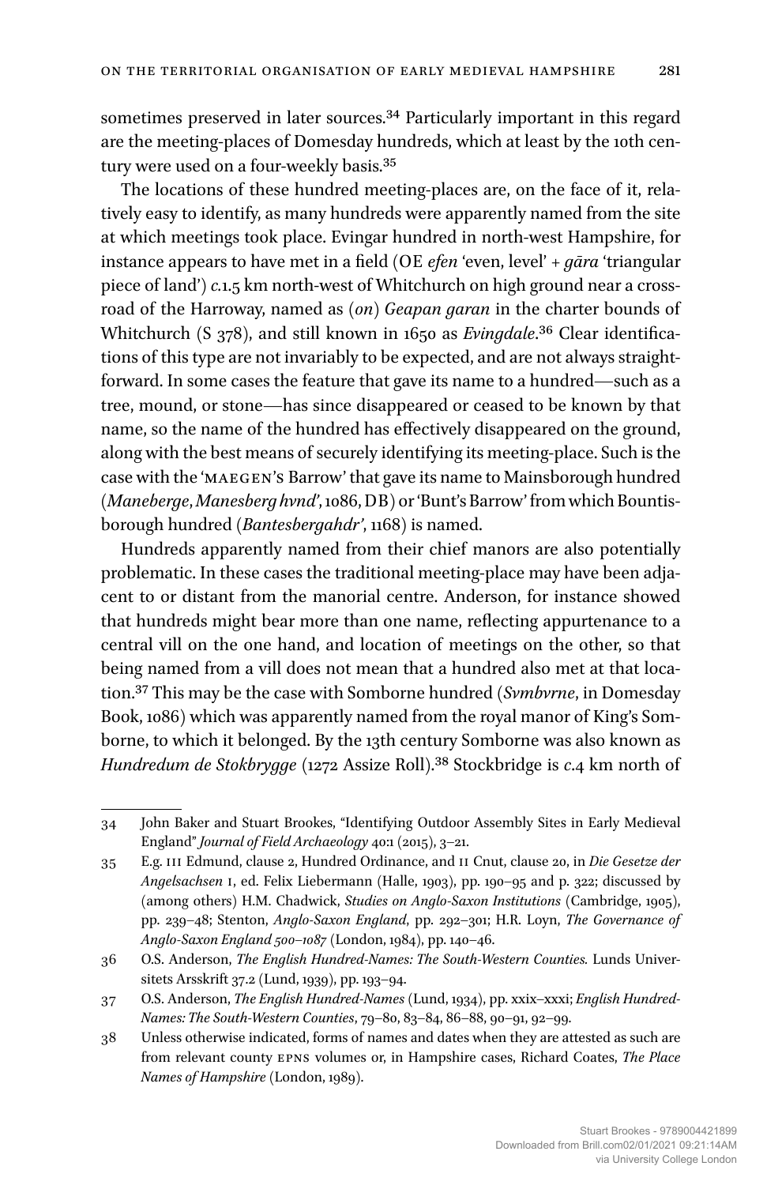sometimes preserved in later sources.[34] Particularly important in this regard are the meeting-places of Domesday hundreds, which at least by the 10th century were used on a four-weekly basis.[35]

The locations of these hundred meeting-places are, on the face of it, relatively easy to identify, as many hundreds were apparently named from the site at which meetings took place. Evingar hundred in north-west Hampshire, for instance appears to have met in a field (OE *efen* 'even, level' + *gāra* 'triangular piece of land') *c.*1.5 km north-west of Whitchurch on high ground near a crossroad of the Harroway, named as (*on*) *Geapan garan* in the charter bounds of Whitchurch (S 378), and still known in 1650 as *Evingdale*.[36] Clear identifications of this type are not invariably to be expected, and are not always straightforward. In some cases the feature that gave its name to a hundred—such as a tree, mound, or stone—has since disappeared or ceased to be known by that name, so the name of the hundred has effectively disappeared on the ground, along with the best means of securely identifying its meeting-place. Such is the case with the 'MAEGEN's Barrow' that gave its name to Mainsborough hundred (*Maneberge*, *Manesberg hvnd'*, 1086, DB) or 'Bunt's Barrow' from which Bountisborough hundred (*Bantesbergahdr'*, 1168) is named.

Hundreds apparently named from their chief manors are also potentially problematic. In these cases the traditional meeting-place may have been adjacent to or distant from the manorial centre. Anderson, for instance showed that hundreds might bear more than one name, reflecting appurtenance to a central vill on the one hand, and location of meetings on the other, so that being named from a vill does not mean that a hundred also met at that location.[37] This may be the case with Somborne hundred (*Svmbvrne*, in Domesday Book, 1086) which was apparently named from the royal manor of King's Somborne, to which it belonged. By the 13th century Somborne was also known as *Hundredum de Stokbrygge* (1272 Assize Roll).[38] Stockbridge is *c.*4 km north of

---

34 John Baker and Stuart Brookes, "Identifying Outdoor Assembly Sites in Early Medieval England" *Journal of Field Archaeology* 40:1 (2015), 3–21.

35 E.g. III Edmund, clause 2, Hundred Ordinance, and II Cnut, clause 20, in *Die Gesetze der Angelsachsen* I, ed. Felix Liebermann (Halle, 1903), pp. 190–95 and p. 322; discussed by (among others) H.M. Chadwick, *Studies on Anglo-Saxon Institutions* (Cambridge, 1905), pp. 239–48; Stenton, *Anglo-Saxon England*, pp. 292–301; H.R. Loyn, *The Governance of Anglo-Saxon England 500–1087* (London, 1984), pp. 140–46.

36 O.S. Anderson, *The English Hundred-Names: The South-Western Counties.* Lunds Universitets Arsskrift 37.2 (Lund, 1939), pp. 193–94.

37 O.S. Anderson, *The English Hundred-Names* (Lund, 1934), pp. xxix–xxxi; *English Hundred-Names: The South-Western Counties*, 79–80, 83–84, 86–88, 90–91, 92–99.

38 Unless otherwise indicated, forms of names and dates when they are attested as such are from relevant county EPNS volumes or, in Hampshire cases, Richard Coates, *The Place Names of Hampshire* (London, 1989).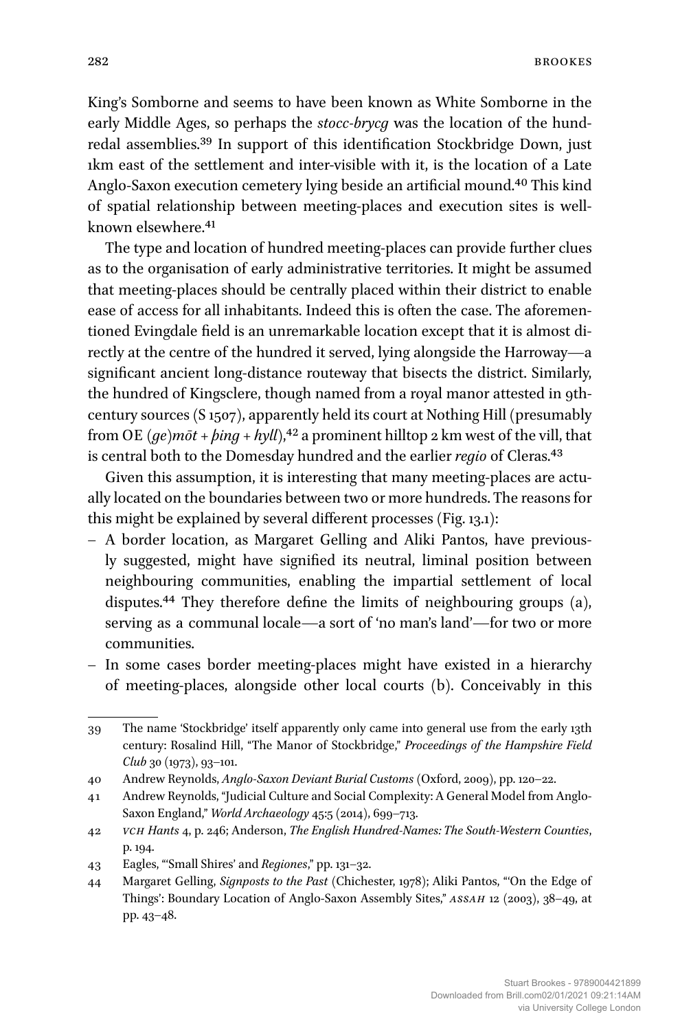King's Somborne and seems to have been known as White Somborne in the early Middle Ages, so perhaps the *stocc-brycg* was the location of the hundredal assemblies.[39] In support of this identification Stockbridge Down, just 1km east of the settlement and inter-visible with it, is the location of a Late Anglo-Saxon execution cemetery lying beside an artificial mound.[40] This kind of spatial relationship between meeting-places and execution sites is well-known elsewhere.[41]

The type and location of hundred meeting-places can provide further clues as to the organisation of early administrative territories. It might be assumed that meeting-places should be centrally placed within their district to enable ease of access for all inhabitants. Indeed this is often the case. The aforementioned Evingdale field is an unremarkable location except that it is almost directly at the centre of the hundred it served, lying alongside the Harroway—a significant ancient long-distance routeway that bisects the district. Similarly, the hundred of Kingsclere, though named from a royal manor attested in 9th-century sources (S 1507), apparently held its court at Nothing Hill (presumably from OE (*ge*)*mōt* + *þing* + *hyll*),[42] a prominent hilltop 2 km west of the vill, that is central both to the Domesday hundred and the earlier *regio* of Cleras.[43]

Given this assumption, it is interesting that many meeting-places are actually located on the boundaries between two or more hundreds. The reasons for this might be explained by several different processes (Fig. 13.1):

– A border location, as Margaret Gelling and Aliki Pantos, have previously suggested, might have signified its neutral, liminal position between neighbouring communities, enabling the impartial settlement of local disputes.[44] They therefore define the limits of neighbouring groups (a), serving as a communal locale—a sort of 'no man's land'—for two or more communities.
– In some cases border meeting-places might have existed in a hierarchy of meeting-places, alongside other local courts (b). Conceivably in this

39 The name 'Stockbridge' itself apparently only came into general use from the early 13th century: Rosalind Hill, "The Manor of Stockbridge," *Proceedings of the Hampshire Field Club* 30 (1973), 93–101.

40 Andrew Reynolds, *Anglo-Saxon Deviant Burial Customs* (Oxford, 2009), pp. 120–22.

41 Andrew Reynolds, "Judicial Culture and Social Complexity: A General Model from Anglo-Saxon England," *World Archaeology* 45:5 (2014), 699–713.

42 *VCH Hants* 4, p. 246; Anderson, *The English Hundred-Names: The South-Western Counties*, p. 194.

43 Eagles, "'Small Shires' and *Regiones*," pp. 131–32.

44 Margaret Gelling, *Signposts to the Past* (Chichester, 1978); Aliki Pantos, "'On the Edge of Things': Boundary Location of Anglo-Saxon Assembly Sites," *ASSAH* 12 (2003), 38–49, at pp. 43–48.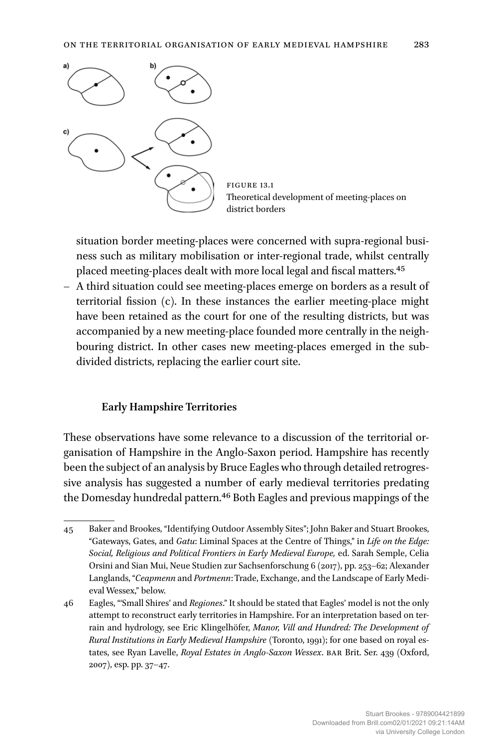a)

b)

c)

FIGURE 13.1
Theoretical development of meeting-places on district borders

situation border meeting-places were concerned with supra-regional business such as military mobilisation or inter-regional trade, whilst centrally placed meeting-places dealt with more local legal and fiscal matters.[45]

– A third situation could see meeting-places emerge on borders as a result of territorial fission (c). In these instances the earlier meeting-place might have been retained as the court for one of the resulting districts, but was accompanied by a new meeting-place founded more centrally in the neighbouring district. In other cases new meeting-places emerged in the subdivided districts, replacing the earlier court site.

### Early Hampshire Territories

These observations have some relevance to a discussion of the territorial organisation of Hampshire in the Anglo-Saxon period. Hampshire has recently been the subject of an analysis by Bruce Eagles who through detailed retrogressive analysis has suggested a number of early medieval territories predating the Domesday hundredal pattern.[46] Both Eagles and previous mappings of the

45 Baker and Brookes, "Identifying Outdoor Assembly Sites"; John Baker and Stuart Brookes, "Gateways, Gates, and *Gatu*: Liminal Spaces at the Centre of Things," in *Life on the Edge: Social, Religious and Political Frontiers in Early Medieval Europe,* ed. Sarah Semple, Celia Orsini and Sian Mui, Neue Studien zur Sachsenforschung 6 (2017), pp. 253–62; Alexander Langlands, "*Ceapmenn* and *Portmenn*: Trade, Exchange, and the Landscape of Early Medieval Wessex," below.

46 Eagles, "'Small Shires' and *Regiones*." It should be stated that Eagles' model is not the only attempt to reconstruct early territories in Hampshire. For an interpretation based on terrain and hydrology, see Eric Klingelhöfer, *Manor, Vill and Hundred: The Development of Rural Institutions in Early Medieval Hampshire* (Toronto, 1991); for one based on royal estates, see Ryan Lavelle, *Royal Estates in Anglo-Saxon Wessex*. BAR Brit. Ser. 439 (Oxford, 2007), esp. pp. 37–47.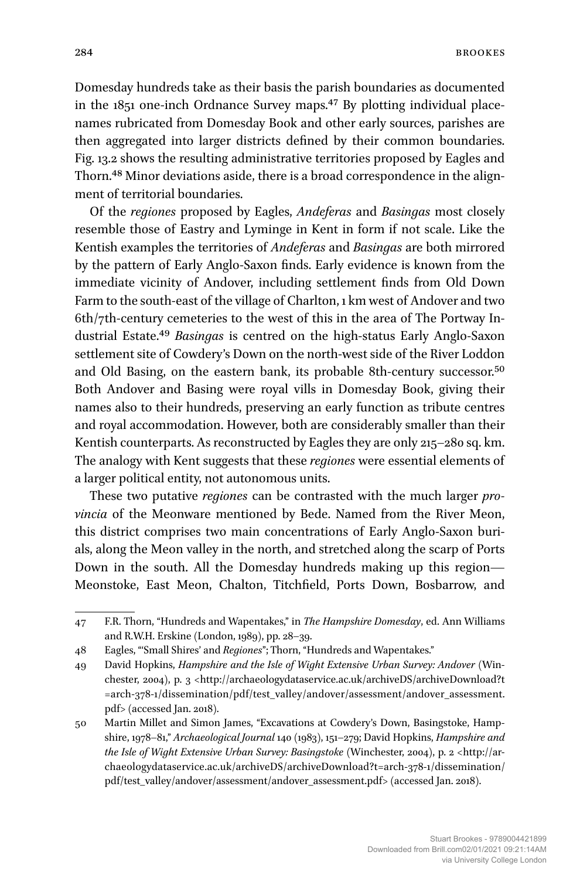Domesday hundreds take as their basis the parish boundaries as documented in the 1851 one-inch Ordnance Survey maps.[47] By plotting individual place-names rubricated from Domesday Book and other early sources, parishes are then aggregated into larger districts defined by their common boundaries. Fig. 13.2 shows the resulting administrative territories proposed by Eagles and Thorn.[48] Minor deviations aside, there is a broad correspondence in the alignment of territorial boundaries.

Of the *regiones* proposed by Eagles, *Andeferas* and *Basingas* most closely resemble those of Eastry and Lyminge in Kent in form if not scale. Like the Kentish examples the territories of *Andeferas* and *Basingas* are both mirrored by the pattern of Early Anglo-Saxon finds. Early evidence is known from the immediate vicinity of Andover, including settlement finds from Old Down Farm to the south-east of the village of Charlton, 1 km west of Andover and two 6th/7th-century cemeteries to the west of this in the area of The Portway Industrial Estate.[49] *Basingas* is centred on the high-status Early Anglo-Saxon settlement site of Cowdery's Down on the north-west side of the River Loddon and Old Basing, on the eastern bank, its probable 8th-century successor.[50] Both Andover and Basing were royal vills in Domesday Book, giving their names also to their hundreds, preserving an early function as tribute centres and royal accommodation. However, both are considerably smaller than their Kentish counterparts. As reconstructed by Eagles they are only 215–280 sq. km. The analogy with Kent suggests that these *regiones* were essential elements of a larger political entity, not autonomous units.

These two putative *regiones* can be contrasted with the much larger *provincia* of the Meonware mentioned by Bede. Named from the River Meon, this district comprises two main concentrations of Early Anglo-Saxon burials, along the Meon valley in the north, and stretched along the scarp of Ports Down in the south. All the Domesday hundreds making up this region—Meonstoke, East Meon, Chalton, Titchfield, Ports Down, Bosbarrow, and

---

47 F.R. Thorn, "Hundreds and Wapentakes," in *The Hampshire Domesday*, ed. Ann Williams and R.W.H. Erskine (London, 1989), pp. 28–39.

48 Eagles, "'Small Shires' and *Regiones*"; Thorn, "Hundreds and Wapentakes."

49 David Hopkins, *Hampshire and the Isle of Wight Extensive Urban Survey: Andover* (Winchester, 2004), p. 3 <http://archaeologydataservice.ac.uk/archiveDS/archiveDownload?t=arch-378-1/dissemination/pdf/test_valley/andover/assessment/andover_assessment.pdf> (accessed Jan. 2018).

50 Martin Millet and Simon James, "Excavations at Cowdery's Down, Basingstoke, Hampshire, 1978–81," *Archaeological Journal* 140 (1983), 151–279; David Hopkins, *Hampshire and the Isle of Wight Extensive Urban Survey: Basingstoke* (Winchester, 2004), p. 2 <http://archaeologydataservice.ac.uk/archiveDS/archiveDownload?t=arch-378-1/dissemination/pdf/test_valley/andover/assessment/andover_assessment.pdf> (accessed Jan. 2018).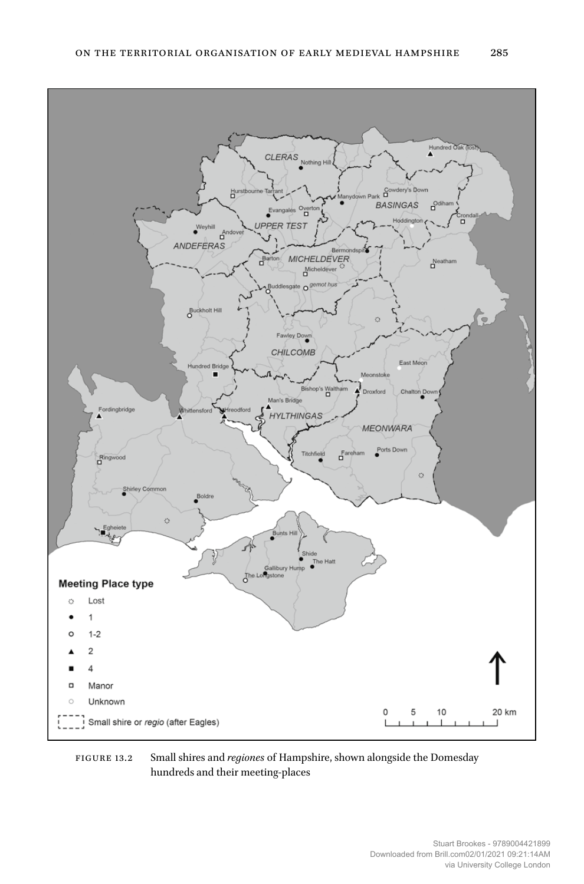Hundred Oak (lost)

CLERAS

Nothing Hill

Hurstbourne Tarrant

Manydown Park

Cowdery's Down

Evangales

Overton

BASINGAS

Odiham

Crondall

Hoddington

Weyhill

Andover

UPPER TEST

ANDEFERAS

Bermondspit

Barton

MICHELDEVER

Neatham

Micheldever

Buddlesgate

gemot hus

Buckholt Hill

Fawley Down

CHILCOMB

Hundred Bridge

East Meon

Meonstoke

Bishop's Waltham

Droxford

Chalton Down

Man's Bridge

Fordingbridge

Whittensford

Hreodford

HYLTHINGAS

MEONWARA

Titchfield

Fareham

Ports Down

Ringwood

Shirley Common

Boldre

Egheiete

Bunts Hill

Shide

The Hatt

Gallibury Hump

The Longstone

Meeting Place type

Lost

1

1-2

2

4

Manor

Unknown

Small shire or *regio* (after Eagles)

0 5 10 20 km

FIGURE 13.2 Small shires and *regiones* of Hampshire, shown alongside the Domesday hundreds and their meeting-places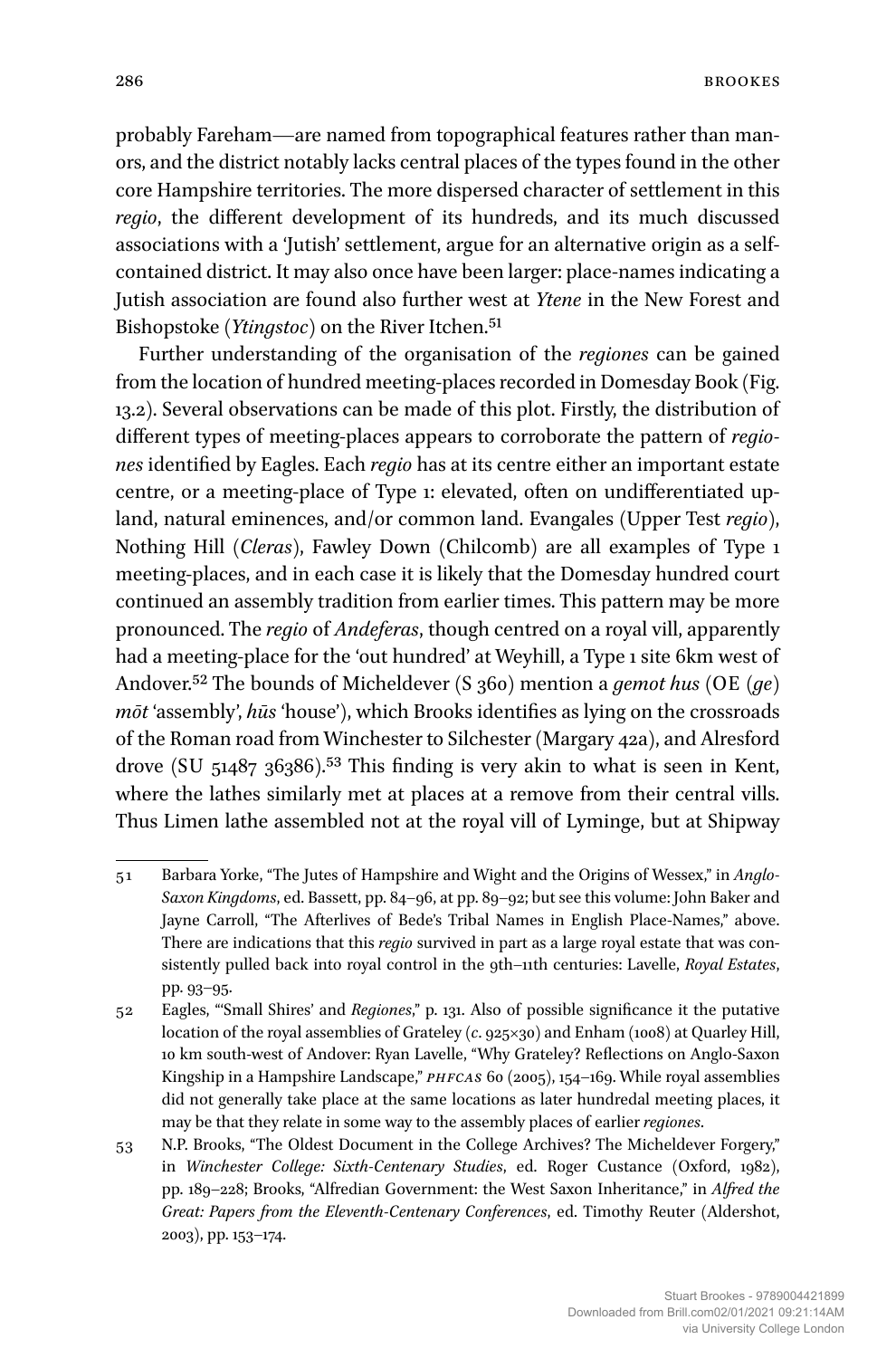probably Fareham—are named from topographical features rather than manors, and the district notably lacks central places of the types found in the other core Hampshire territories. The more dispersed character of settlement in this *regio*, the different development of its hundreds, and its much discussed associations with a 'Jutish' settlement, argue for an alternative origin as a self-contained district. It may also once have been larger: place-names indicating a Jutish association are found also further west at *Ytene* in the New Forest and Bishopstoke (*Ytingstoc*) on the River Itchen.[51]

Further understanding of the organisation of the *regiones* can be gained from the location of hundred meeting-places recorded in Domesday Book (Fig. 13.2). Several observations can be made of this plot. Firstly, the distribution of different types of meeting-places appears to corroborate the pattern of *regiones* identified by Eagles. Each *regio* has at its centre either an important estate centre, or a meeting-place of Type 1: elevated, often on undifferentiated upland, natural eminences, and/or common land. Evangales (Upper Test *regio*), Nothing Hill (*Cleras*), Fawley Down (Chilcomb) are all examples of Type 1 meeting-places, and in each case it is likely that the Domesday hundred court continued an assembly tradition from earlier times. This pattern may be more pronounced. The *regio* of *Andeferas*, though centred on a royal vill, apparently had a meeting-place for the 'out hundred' at Weyhill, a Type 1 site 6km west of Andover.[52] The bounds of Micheldever (S 360) mention a *gemot hus* (OE (*ge*) *mōt* 'assembly', *hūs* 'house'), which Brooks identifies as lying on the crossroads of the Roman road from Winchester to Silchester (Margary 42a), and Alresford drove (SU 51487 36386).[53] This finding is very akin to what is seen in Kent, where the lathes similarly met at places at a remove from their central vills. Thus Limen lathe assembled not at the royal vill of Lyminge, but at Shipway

---

51 Barbara Yorke, "The Jutes of Hampshire and Wight and the Origins of Wessex," in *Anglo-Saxon Kingdoms*, ed. Bassett, pp. 84–96, at pp. 89–92; but see this volume: John Baker and Jayne Carroll, "The Afterlives of Bede's Tribal Names in English Place-Names," above. There are indications that this *regio* survived in part as a large royal estate that was consistently pulled back into royal control in the 9th–11th centuries: Lavelle, *Royal Estates*, pp. 93–95.

52 Eagles, "'Small Shires' and *Regiones*," p. 131. Also of possible significance it the putative location of the royal assemblies of Grateley (*c.* 925×30) and Enham (1008) at Quarley Hill, 10 km south-west of Andover: Ryan Lavelle, "Why Grateley? Reflections on Anglo-Saxon Kingship in a Hampshire Landscape," *PHFCAS* 60 (2005), 154–169. While royal assemblies did not generally take place at the same locations as later hundredal meeting places, it may be that they relate in some way to the assembly places of earlier *regiones*.

53 N.P. Brooks, "The Oldest Document in the College Archives? The Micheldever Forgery," in *Winchester College: Sixth-Centenary Studies*, ed. Roger Custance (Oxford, 1982), pp. 189–228; Brooks, "Alfredian Government: the West Saxon Inheritance," in *Alfred the Great: Papers from the Eleventh-Centenary Conferences*, ed. Timothy Reuter (Aldershot, 2003), pp. 153–174.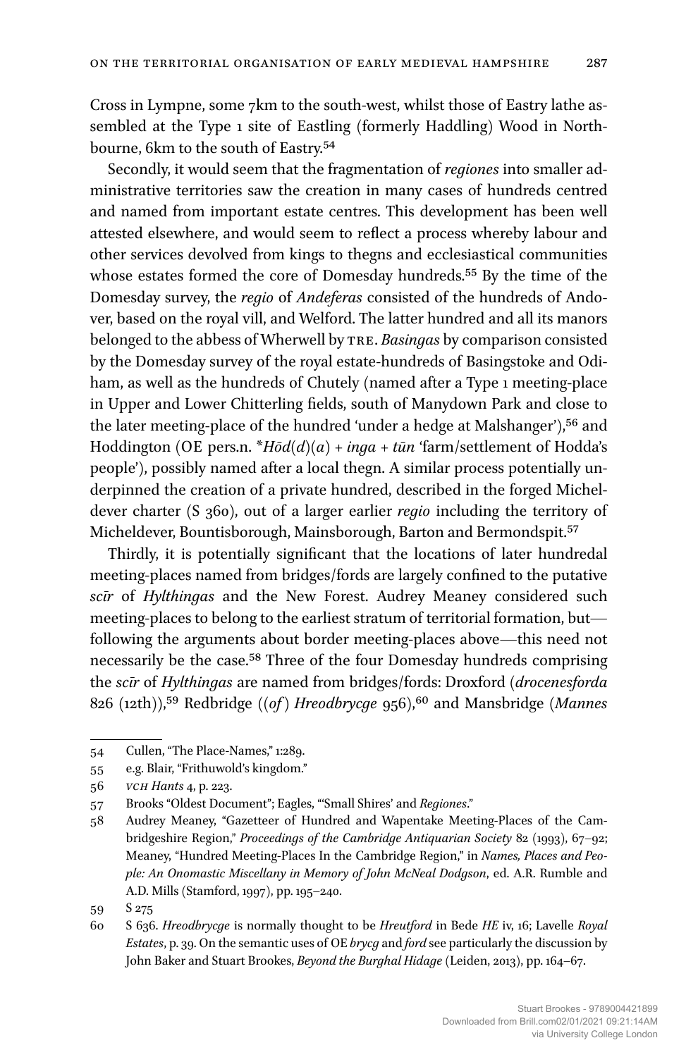Cross in Lympne, some 7km to the south-west, whilst those of Eastry lathe assembled at the Type 1 site of Eastling (formerly Haddling) Wood in Northbourne, 6km to the south of Eastry.[54]

Secondly, it would seem that the fragmentation of *regiones* into smaller administrative territories saw the creation in many cases of hundreds centred and named from important estate centres. This development has been well attested elsewhere, and would seem to reflect a process whereby labour and other services devolved from kings to thegns and ecclesiastical communities whose estates formed the core of Domesday hundreds.[55] By the time of the Domesday survey, the *regio* of *Andeferas* consisted of the hundreds of Andover, based on the royal vill, and Welford. The latter hundred and all its manors belonged to the abbess of Wherwell by TRE. *Basingas* by comparison consisted by the Domesday survey of the royal estate-hundreds of Basingstoke and Odiham, as well as the hundreds of Chutely (named after a Type 1 meeting-place in Upper and Lower Chitterling fields, south of Manydown Park and close to the later meeting-place of the hundred 'under a hedge at Malshanger'),[56] and Hoddington (OE pers.n. *\*Hōd(d)(a)* + *inga* + *tūn* 'farm/settlement of Hodda's people'), possibly named after a local thegn. A similar process potentially underpinned the creation of a private hundred, described in the forged Micheldever charter (S 360), out of a larger earlier *regio* including the territory of Micheldever, Bountisborough, Mainsborough, Barton and Bermondspit.[57]

Thirdly, it is potentially significant that the locations of later hundredal meeting-places named from bridges/fords are largely confined to the putative *scīr* of *Hylthingas* and the New Forest. Audrey Meaney considered such meeting-places to belong to the earliest stratum of territorial formation, but—following the arguments about border meeting-places above—this need not necessarily be the case.[58] Three of the four Domesday hundreds comprising the *scīr* of *Hylthingas* are named from bridges/fords: Droxford (*drocenesforda* 826 (12th)),[59] Redbridge ((*of*) *Hreodbrycge* 956),[60] and Mansbridge (*Mannes*

---

54 Cullen, "The Place-Names," 1:289.

55 e.g. Blair, "Frithuwold's kingdom."

56 *VCH Hants* 4, p. 223.

57 Brooks "Oldest Document"; Eagles, "'Small Shires' and *Regiones*."

58 Audrey Meaney, "Gazetteer of Hundred and Wapentake Meeting-Places of the Cambridgeshire Region," *Proceedings of the Cambridge Antiquarian Society* 82 (1993), 67–92; Meaney, "Hundred Meeting-Places In the Cambridge Region," in *Names, Places and People: An Onomastic Miscellany in Memory of John McNeal Dodgson*, ed. A.R. Rumble and A.D. Mills (Stamford, 1997), pp. 195–240.

59 S 275

60 S 636. *Hreodbrycge* is normally thought to be *Hreutford* in Bede *HE* iv, 16; Lavelle *Royal Estates*, p. 39. On the semantic uses of OE *brycg* and *ford* see particularly the discussion by John Baker and Stuart Brookes, *Beyond the Burghal Hidage* (Leiden, 2013), pp. 164–67.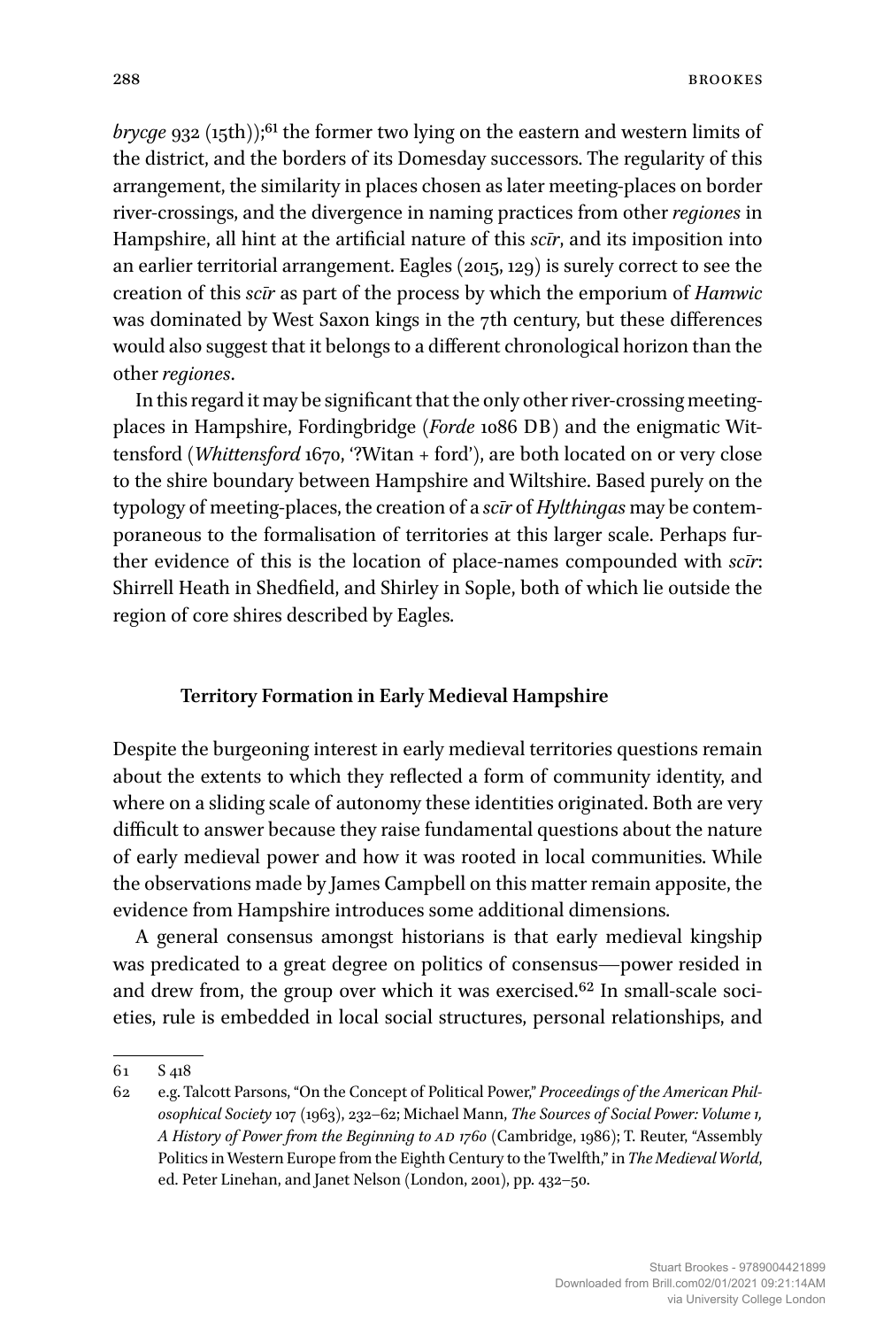*brycge* 932 (15th));[61] the former two lying on the eastern and western limits of the district, and the borders of its Domesday successors. The regularity of this arrangement, the similarity in places chosen as later meeting-places on border river-crossings, and the divergence in naming practices from other *regiones* in Hampshire, all hint at the artificial nature of this *scīr*, and its imposition into an earlier territorial arrangement. Eagles (2015, 129) is surely correct to see the creation of this *scīr* as part of the process by which the emporium of *Hamwic* was dominated by West Saxon kings in the 7th century, but these differences would also suggest that it belongs to a different chronological horizon than the other *regiones*.

In this regard it may be significant that the only other river-crossing meeting-places in Hampshire, Fordingbridge (*Forde* 1086 DB) and the enigmatic Wittensford (*Whittensford* 1670, '?Witan + ford'), are both located on or very close to the shire boundary between Hampshire and Wiltshire. Based purely on the typology of meeting-places, the creation of a *scīr* of *Hylthingas* may be contemporaneous to the formalisation of territories at this larger scale. Perhaps further evidence of this is the location of place-names compounded with *scīr*: Shirrell Heath in Shedfield, and Shirley in Sople, both of which lie outside the region of core shires described by Eagles.

### Territory Formation in Early Medieval Hampshire

Despite the burgeoning interest in early medieval territories questions remain about the extents to which they reflected a form of community identity, and where on a sliding scale of autonomy these identities originated. Both are very difficult to answer because they raise fundamental questions about the nature of early medieval power and how it was rooted in local communities. While the observations made by James Campbell on this matter remain apposite, the evidence from Hampshire introduces some additional dimensions.

A general consensus amongst historians is that early medieval kingship was predicated to a great degree on politics of consensus—power resided in and drew from, the group over which it was exercised.[62] In small-scale societies, rule is embedded in local social structures, personal relationships, and

---

61 S 418

62 e.g. Talcott Parsons, "On the Concept of Political Power," *Proceedings of the American Philosophical Society* 107 (1963), 232–62; Michael Mann, *The Sources of Social Power: Volume 1, A History of Power from the Beginning to AD 1760* (Cambridge, 1986); T. Reuter, "Assembly Politics in Western Europe from the Eighth Century to the Twelfth," in *The Medieval World*, ed. Peter Linehan, and Janet Nelson (London, 2001), pp. 432–50.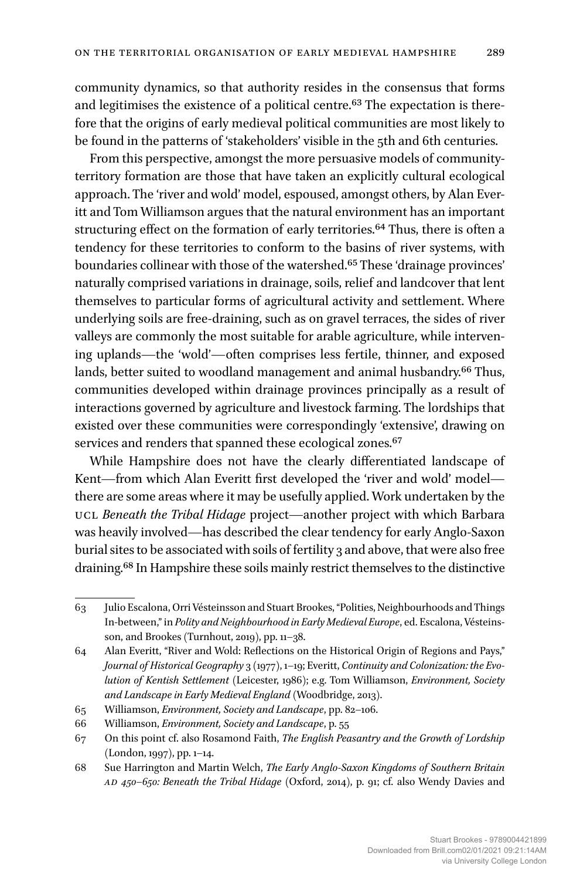community dynamics, so that authority resides in the consensus that forms and legitimises the existence of a political centre.[63] The expectation is therefore that the origins of early medieval political communities are most likely to be found in the patterns of 'stakeholders' visible in the 5th and 6th centuries.

From this perspective, amongst the more persuasive models of community-territory formation are those that have taken an explicitly cultural ecological approach. The 'river and wold' model, espoused, amongst others, by Alan Everitt and Tom Williamson argues that the natural environment has an important structuring effect on the formation of early territories.[64] Thus, there is often a tendency for these territories to conform to the basins of river systems, with boundaries collinear with those of the watershed.[65] These 'drainage provinces' naturally comprised variations in drainage, soils, relief and landcover that lent themselves to particular forms of agricultural activity and settlement. Where underlying soils are free-draining, such as on gravel terraces, the sides of river valleys are commonly the most suitable for arable agriculture, while intervening uplands—the 'wold'—often comprises less fertile, thinner, and exposed lands, better suited to woodland management and animal husbandry.[66] Thus, communities developed within drainage provinces principally as a result of interactions governed by agriculture and livestock farming. The lordships that existed over these communities were correspondingly 'extensive', drawing on services and renders that spanned these ecological zones.[67]

While Hampshire does not have the clearly differentiated landscape of Kent—from which Alan Everitt first developed the 'river and wold' model—there are some areas where it may be usefully applied. Work undertaken by the UCL *Beneath the Tribal Hidage* project—another project with which Barbara was heavily involved—has described the clear tendency for early Anglo-Saxon burial sites to be associated with soils of fertility 3 and above, that were also free draining.[68] In Hampshire these soils mainly restrict themselves to the distinctive

---

63 Julio Escalona, Orri Vésteinsson and Stuart Brookes, "Polities, Neighbourhoods and Things In-between," in *Polity and Neighbourhood in Early Medieval Europe*, ed. Escalona, Vésteinsson, and Brookes (Turnhout, 2019), pp. 11–38.

64 Alan Everitt, "River and Wold: Reflections on the Historical Origin of Regions and Pays," *Journal of Historical Geography* 3 (1977), 1–19; Everitt, *Continuity and Colonization: the Evolution of Kentish Settlement* (Leicester, 1986); e.g. Tom Williamson, *Environment, Society and Landscape in Early Medieval England* (Woodbridge, 2013).

65 Williamson, *Environment, Society and Landscape*, pp. 82–106.

66 Williamson, *Environment, Society and Landscape*, p. 55

67 On this point cf. also Rosamond Faith, *The English Peasantry and the Growth of Lordship* (London, 1997), pp. 1–14.

68 Sue Harrington and Martin Welch, *The Early Anglo-Saxon Kingdoms of Southern Britain AD 450–650: Beneath the Tribal Hidage* (Oxford, 2014), p. 91; cf. also Wendy Davies and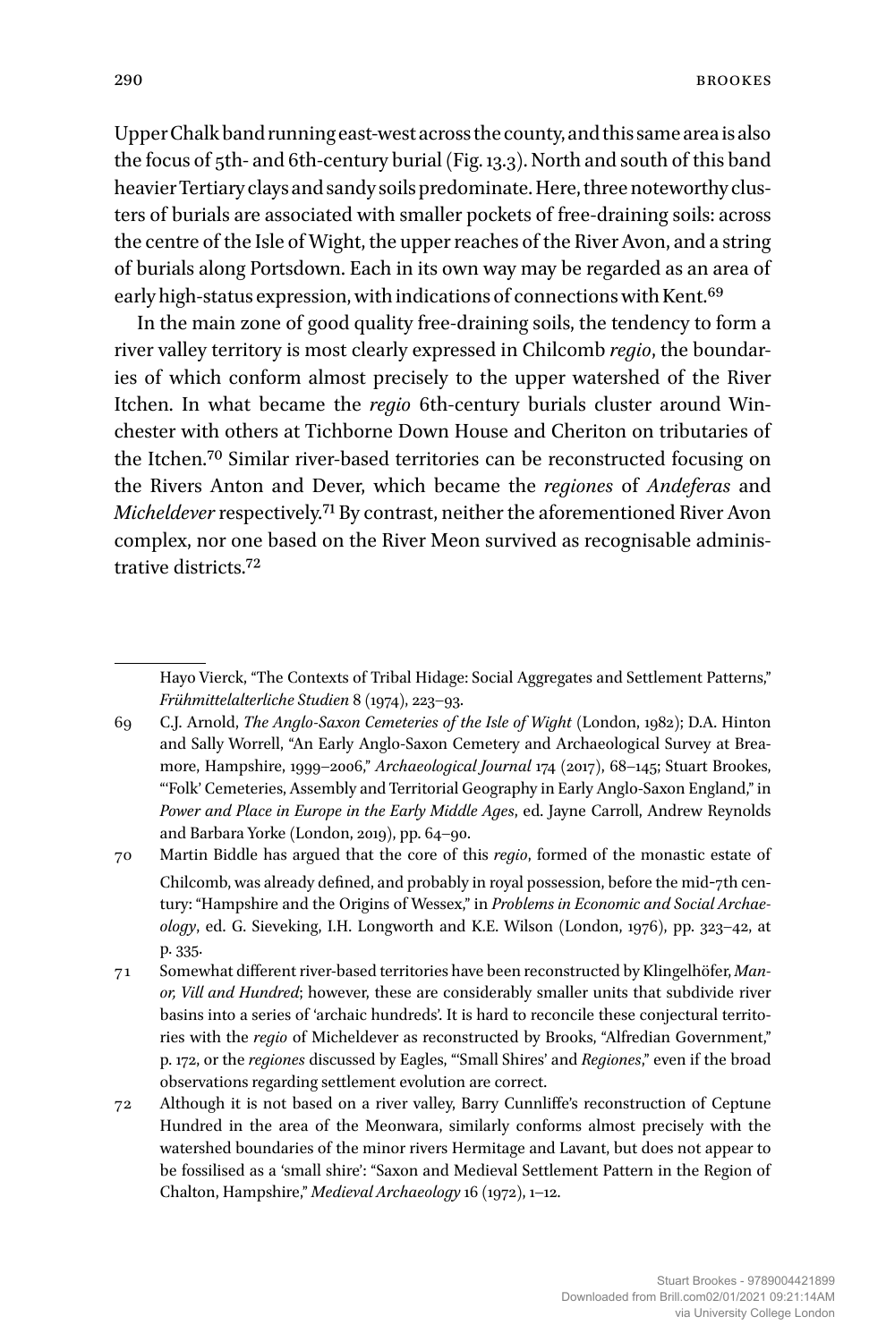Upper Chalk band running east-west across the county, and this same area is also the focus of 5th- and 6th-century burial (Fig. 13.3). North and south of this band heavier Tertiary clays and sandy soils predominate. Here, three noteworthy clusters of burials are associated with smaller pockets of free-draining soils: across the centre of the Isle of Wight, the upper reaches of the River Avon, and a string of burials along Portsdown. Each in its own way may be regarded as an area of early high-status expression, with indications of connections with Kent.[69]

In the main zone of good quality free-draining soils, the tendency to form a river valley territory is most clearly expressed in Chilcomb *regio*, the boundaries of which conform almost precisely to the upper watershed of the River Itchen. In what became the *regio* 6th-century burials cluster around Winchester with others at Tichborne Down House and Cheriton on tributaries of the Itchen.[70] Similar river-based territories can be reconstructed focusing on the Rivers Anton and Dever, which became the *regiones* of *Andeferas* and *Micheldever* respectively.[71] By contrast, neither the aforementioned River Avon complex, nor one based on the River Meon survived as recognisable administrative districts.[72]

---

Hayo Vierck, "The Contexts of Tribal Hidage: Social Aggregates and Settlement Patterns," *Frühmittelalterliche Studien* 8 (1974), 223–93.

69 C.J. Arnold, *The Anglo-Saxon Cemeteries of the Isle of Wight* (London, 1982); D.A. Hinton and Sally Worrell, "An Early Anglo-Saxon Cemetery and Archaeological Survey at Breamore, Hampshire, 1999–2006," *Archaeological Journal* 174 (2017), 68–145; Stuart Brookes, "'Folk' Cemeteries, Assembly and Territorial Geography in Early Anglo-Saxon England," in *Power and Place in Europe in the Early Middle Ages*, ed. Jayne Carroll, Andrew Reynolds and Barbara Yorke (London, 2019), pp. 64–90.

70 Martin Biddle has argued that the core of this *regio*, formed of the monastic estate of Chilcomb, was already defined, and probably in royal possession, before the mid-7th century: "Hampshire and the Origins of Wessex," in *Problems in Economic and Social Archaeology*, ed. G. Sieveking, I.H. Longworth and K.E. Wilson (London, 1976), pp. 323–42, at p. 335.

71 Somewhat different river-based territories have been reconstructed by Klingelhöfer, *Manor, Vill and Hundred*; however, these are considerably smaller units that subdivide river basins into a series of 'archaic hundreds'. It is hard to reconcile these conjectural territories with the *regio* of Micheldever as reconstructed by Brooks, "Alfredian Government," p. 172, or the *regiones* discussed by Eagles, "'Small Shires' and *Regiones*," even if the broad observations regarding settlement evolution are correct.

72 Although it is not based on a river valley, Barry Cunnliffe's reconstruction of Ceptune Hundred in the area of the Meonwara, similarly conforms almost precisely with the watershed boundaries of the minor rivers Hermitage and Lavant, but does not appear to be fossilised as a 'small shire': "Saxon and Medieval Settlement Pattern in the Region of Chalton, Hampshire," *Medieval Archaeology* 16 (1972), 1–12.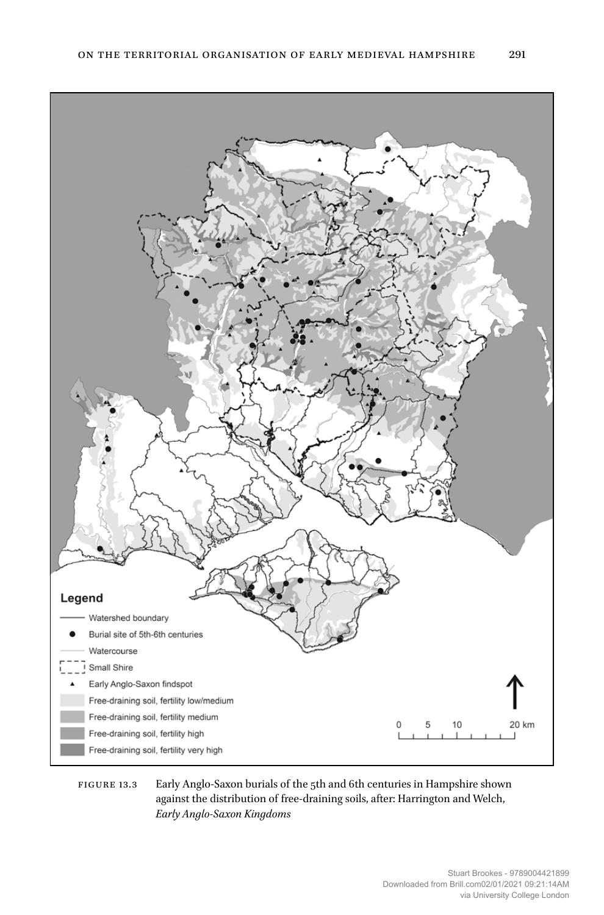Legend

Watershed boundary

Burial site of 5th-6th centuries

Watercourse

Small Shire

Early Anglo-Saxon findspot

Free-draining soil, fertility low/medium

Free-draining soil, fertility medium

Free-draining soil, fertility high

Free-draining soil, fertility very high

0 5 10 20 km

FIGURE 13.3 Early Anglo-Saxon burials of the 5th and 6th centuries in Hampshire shown against the distribution of free-draining soils, after: Harrington and Welch, *Early Anglo-Saxon Kingdoms*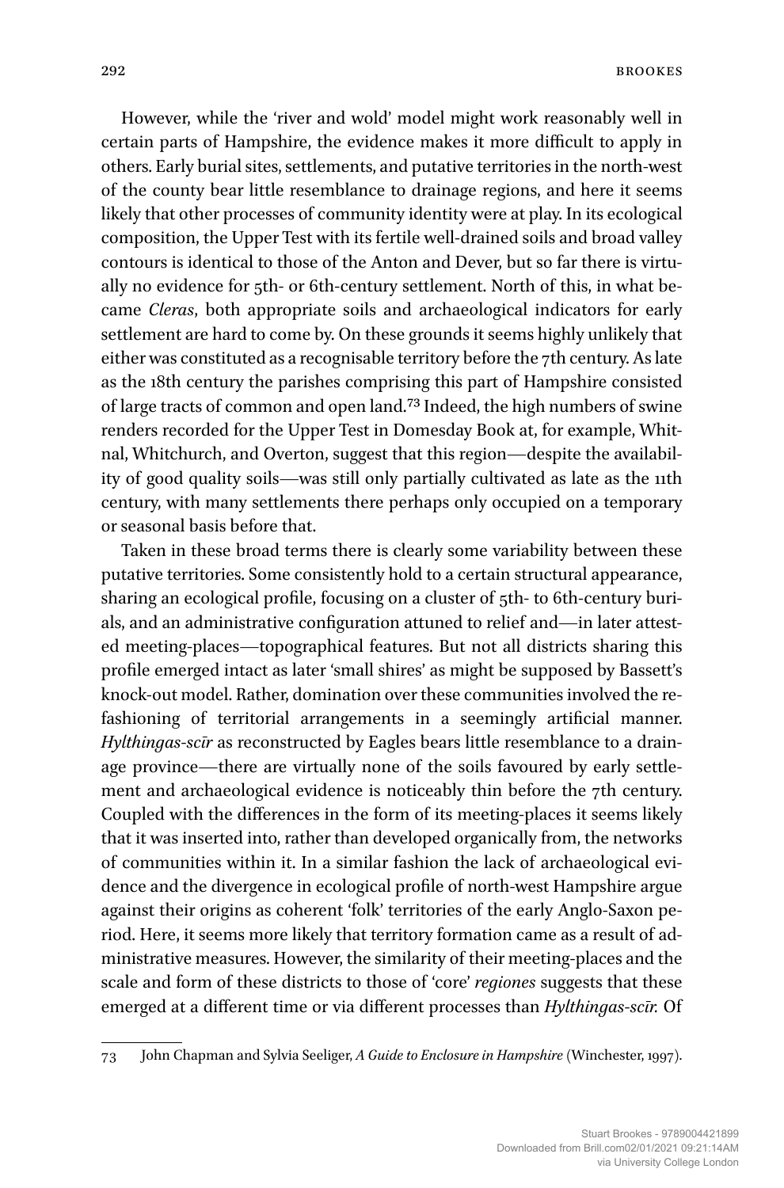However, while the 'river and wold' model might work reasonably well in certain parts of Hampshire, the evidence makes it more difficult to apply in others. Early burial sites, settlements, and putative territories in the north-west of the county bear little resemblance to drainage regions, and here it seems likely that other processes of community identity were at play. In its ecological composition, the Upper Test with its fertile well-drained soils and broad valley contours is identical to those of the Anton and Dever, but so far there is virtually no evidence for 5th- or 6th-century settlement. North of this, in what became *Cleras*, both appropriate soils and archaeological indicators for early settlement are hard to come by. On these grounds it seems highly unlikely that either was constituted as a recognisable territory before the 7th century. As late as the 18th century the parishes comprising this part of Hampshire consisted of large tracts of common and open land.[73] Indeed, the high numbers of swine renders recorded for the Upper Test in Domesday Book at, for example, Whitnal, Whitchurch, and Overton, suggest that this region—despite the availability of good quality soils—was still only partially cultivated as late as the 11th century, with many settlements there perhaps only occupied on a temporary or seasonal basis before that.

Taken in these broad terms there is clearly some variability between these putative territories. Some consistently hold to a certain structural appearance, sharing an ecological profile, focusing on a cluster of 5th- to 6th-century burials, and an administrative configuration attuned to relief and—in later attested meeting-places—topographical features. But not all districts sharing this profile emerged intact as later 'small shires' as might be supposed by Bassett's knock-out model. Rather, domination over these communities involved the refashioning of territorial arrangements in a seemingly artificial manner. *Hylthingas-scīr* as reconstructed by Eagles bears little resemblance to a drainage province—there are virtually none of the soils favoured by early settlement and archaeological evidence is noticeably thin before the 7th century. Coupled with the differences in the form of its meeting-places it seems likely that it was inserted into, rather than developed organically from, the networks of communities within it. In a similar fashion the lack of archaeological evidence and the divergence in ecological profile of north-west Hampshire argue against their origins as coherent 'folk' territories of the early Anglo-Saxon period. Here, it seems more likely that territory formation came as a result of administrative measures. However, the similarity of their meeting-places and the scale and form of these districts to those of 'core' *regiones* suggests that these emerged at a different time or via different processes than *Hylthingas-scīr*. Of

73 John Chapman and Sylvia Seeliger, *A Guide to Enclosure in Hampshire* (Winchester, 1997).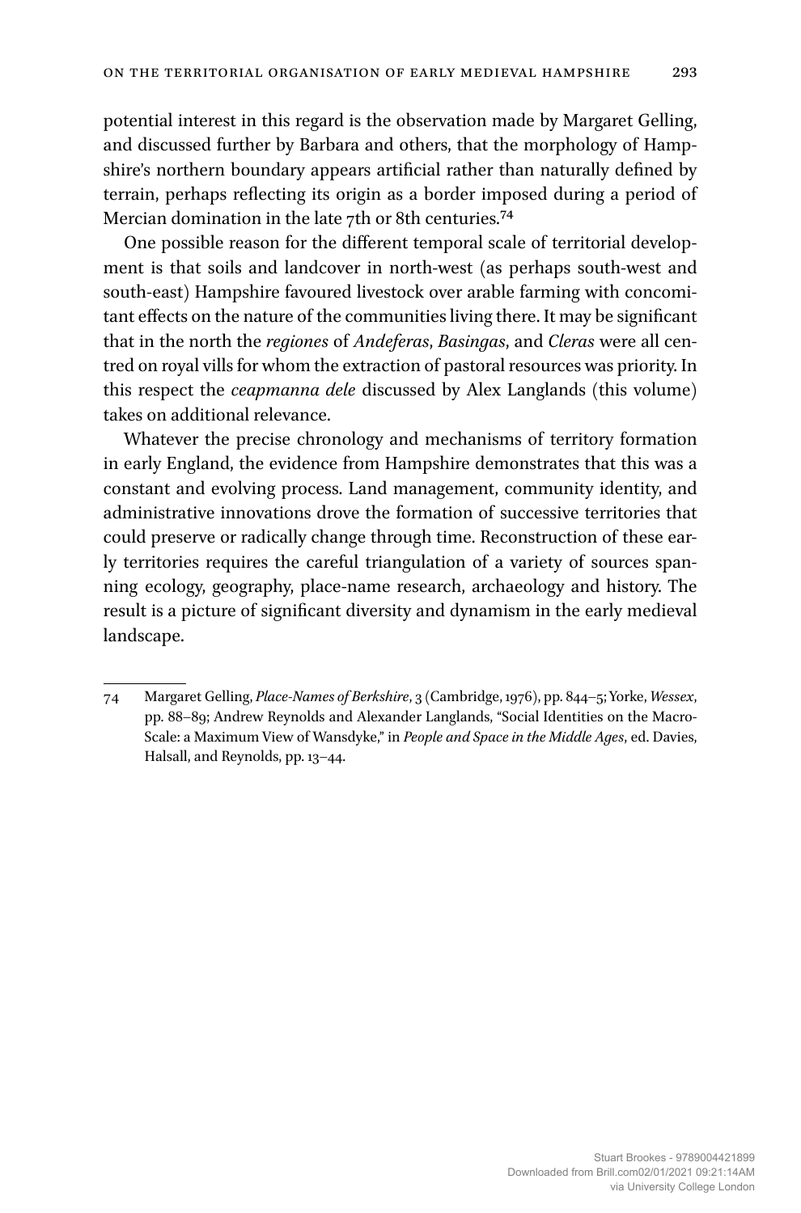potential interest in this regard is the observation made by Margaret Gelling, and discussed further by Barbara and others, that the morphology of Hampshire's northern boundary appears artificial rather than naturally defined by terrain, perhaps reflecting its origin as a border imposed during a period of Mercian domination in the late 7th or 8th centuries.[74]

One possible reason for the different temporal scale of territorial development is that soils and landcover in north-west (as perhaps south-west and south-east) Hampshire favoured livestock over arable farming with concomitant effects on the nature of the communities living there. It may be significant that in the north the *regiones* of *Andeferas*, *Basingas*, and *Cleras* were all centred on royal vills for whom the extraction of pastoral resources was priority. In this respect the *ceapmanna dele* discussed by Alex Langlands (this volume) takes on additional relevance.

Whatever the precise chronology and mechanisms of territory formation in early England, the evidence from Hampshire demonstrates that this was a constant and evolving process. Land management, community identity, and administrative innovations drove the formation of successive territories that could preserve or radically change through time. Reconstruction of these early territories requires the careful triangulation of a variety of sources spanning ecology, geography, place-name research, archaeology and history. The result is a picture of significant diversity and dynamism in the early medieval landscape.

---

74 Margaret Gelling, *Place-Names of Berkshire*, 3 (Cambridge, 1976), pp. 844–5; Yorke, *Wessex*, pp. 88–89; Andrew Reynolds and Alexander Langlands, "Social Identities on the Macro-Scale: a Maximum View of Wansdyke," in *People and Space in the Middle Ages*, ed. Davies, Halsall, and Reynolds, pp. 13–44.